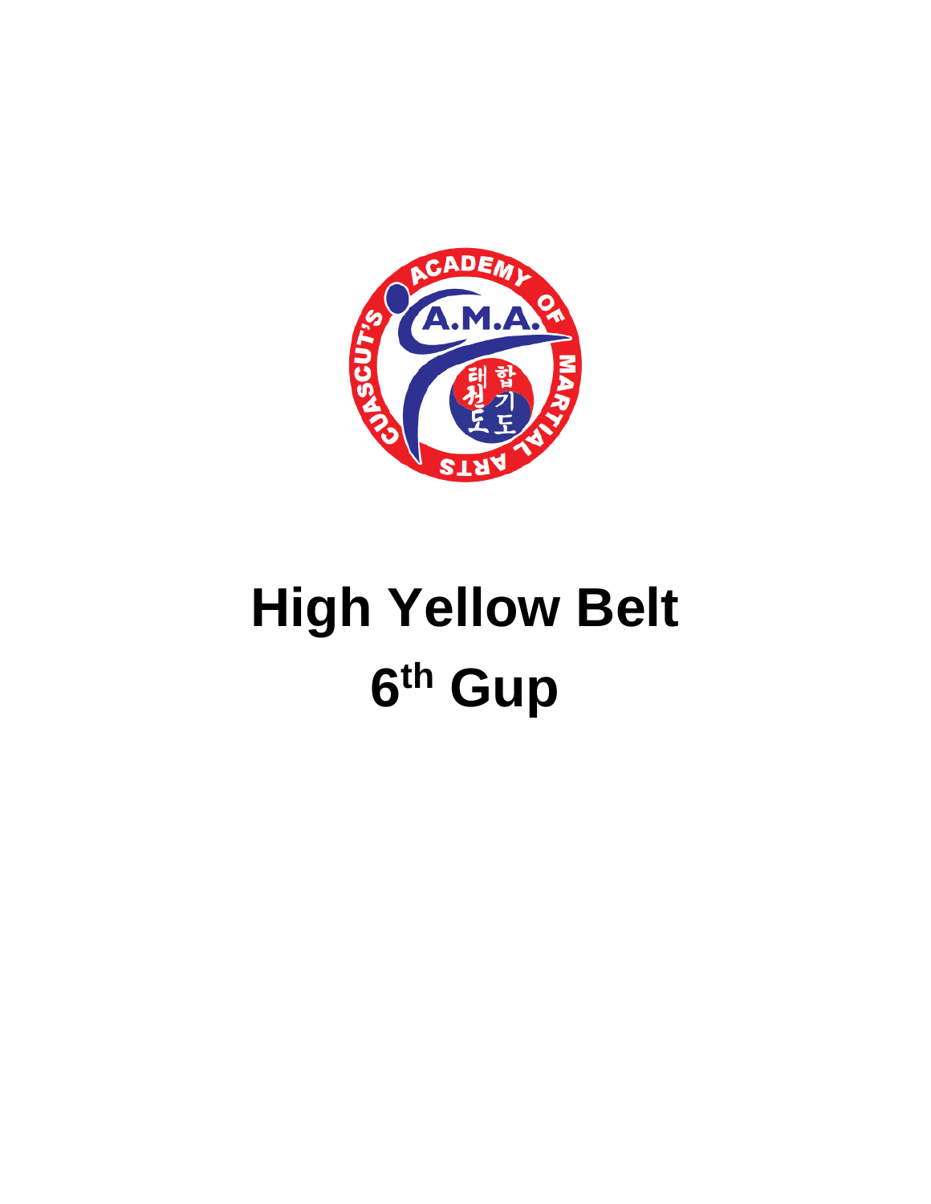# High Yellow Belt

# 6th Gup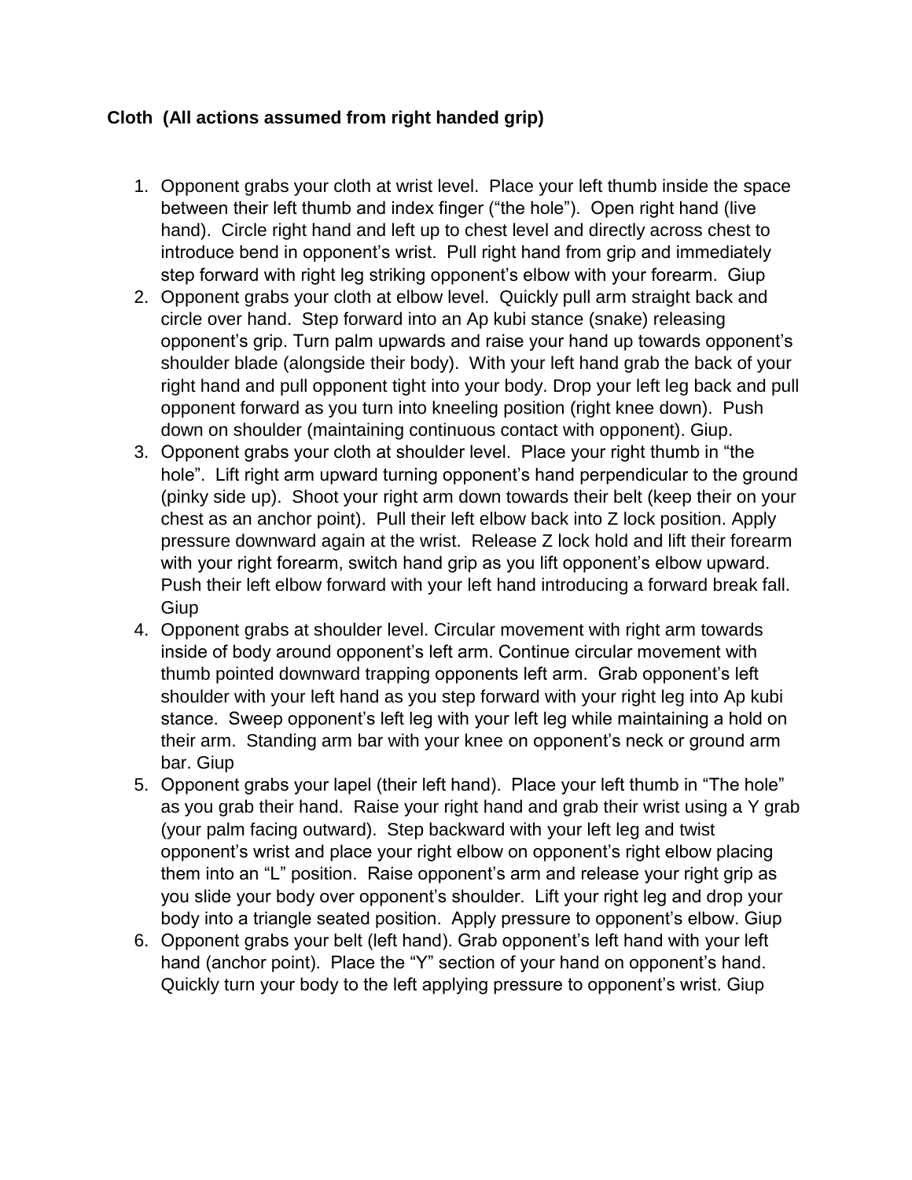**Cloth (All actions assumed from right handed grip)**

1. Opponent grabs your cloth at wrist level. Place your left thumb inside the space between their left thumb and index finger ("the hole"). Open right hand (live hand). Circle right hand and left up to chest level and directly across chest to introduce bend in opponent's wrist. Pull right hand from grip and immediately step forward with right leg striking opponent's elbow with your forearm. Giup
2. Opponent grabs your cloth at elbow level. Quickly pull arm straight back and circle over hand. Step forward into an Ap kubi stance (snake) releasing opponent's grip. Turn palm upwards and raise your hand up towards opponent's shoulder blade (alongside their body). With your left hand grab the back of your right hand and pull opponent tight into your body. Drop your left leg back and pull opponent forward as you turn into kneeling position (right knee down). Push down on shoulder (maintaining continuous contact with opponent). Giup.
3. Opponent grabs your cloth at shoulder level. Place your right thumb in "the hole". Lift right arm upward turning opponent's hand perpendicular to the ground (pinky side up). Shoot your right arm down towards their belt (keep their on your chest as an anchor point). Pull their left elbow back into Z lock position. Apply pressure downward again at the wrist. Release Z lock hold and lift their forearm with your right forearm, switch hand grip as you lift opponent's elbow upward. Push their left elbow forward with your left hand introducing a forward break fall. Giup
4. Opponent grabs at shoulder level. Circular movement with right arm towards inside of body around opponent's left arm. Continue circular movement with thumb pointed downward trapping opponents left arm. Grab opponent's left shoulder with your left hand as you step forward with your right leg into Ap kubi stance. Sweep opponent's left leg with your left leg while maintaining a hold on their arm. Standing arm bar with your knee on opponent's neck or ground arm bar. Giup
5. Opponent grabs your lapel (their left hand). Place your left thumb in "The hole" as you grab their hand. Raise your right hand and grab their wrist using a Y grab (your palm facing outward). Step backward with your left leg and twist opponent's wrist and place your right elbow on opponent's right elbow placing them into an "L" position. Raise opponent's arm and release your right grip as you slide your body over opponent's shoulder. Lift your right leg and drop your body into a triangle seated position. Apply pressure to opponent's elbow. Giup
6. Opponent grabs your belt (left hand). Grab opponent's left hand with your left hand (anchor point). Place the "Y" section of your hand on opponent's hand. Quickly turn your body to the left applying pressure to opponent's wrist. Giup